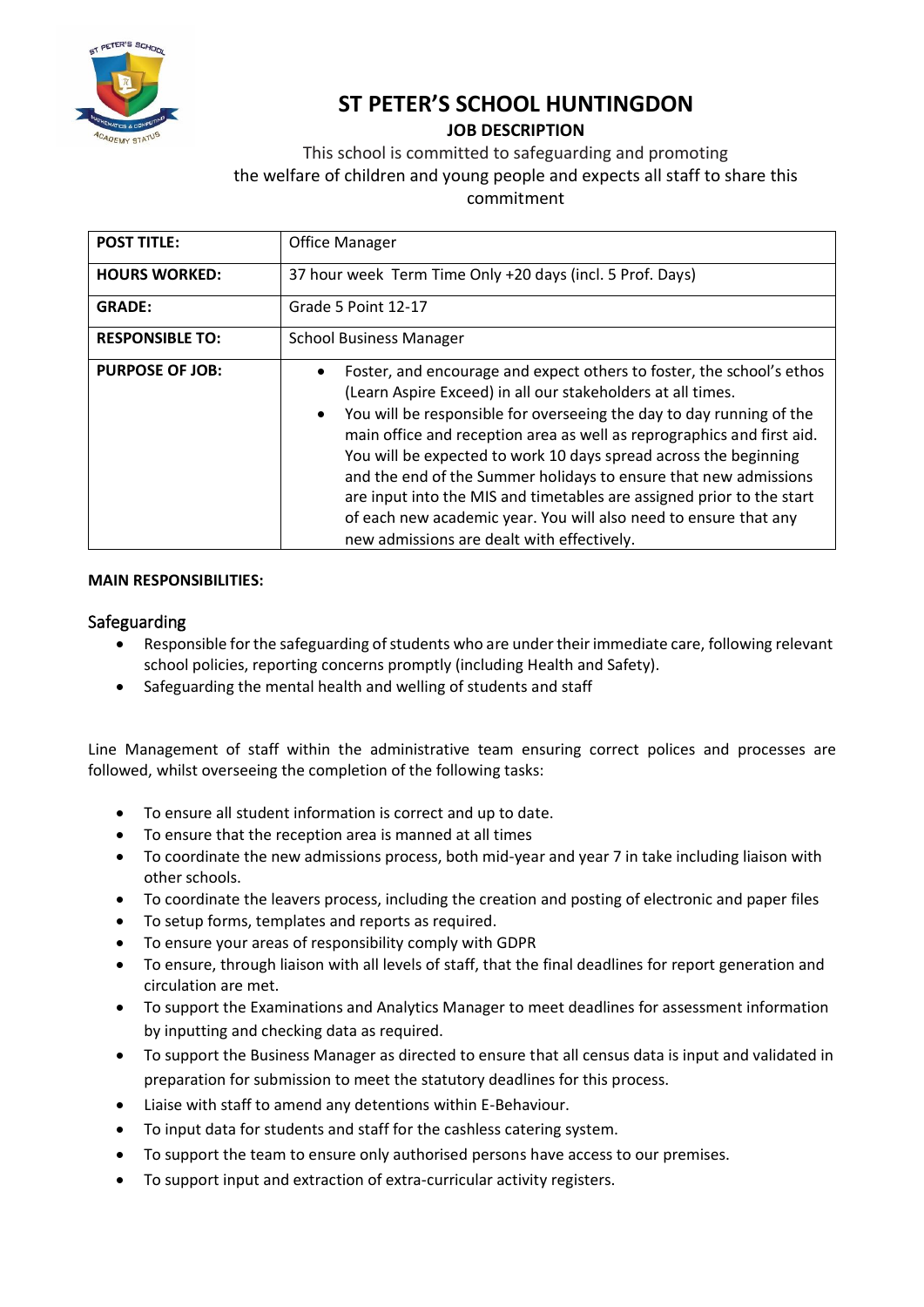# ST PETER'S SCHOOL HUNTINGDON

## JOB DESCRIPTION

This school is committed to safeguarding and promoting
the welfare of children and young people and expects all staff to share this commitment

| | |
|---|---|
| **POST TITLE:** | Office Manager |
| **HOURS WORKED:** | 37 hour week Term Time Only +20 days (incl. 5 Prof. Days) |
| **GRADE:** | Grade 5 Point 12-17 |
| **RESPONSIBLE TO:** | School Business Manager |
| **PURPOSE OF JOB:** | • Foster, and encourage and expect others to foster, the school's ethos (Learn Aspire Exceed) in all our stakeholders at all times.<br>• You will be responsible for overseeing the day to day running of the main office and reception area as well as reprographics and first aid. You will be expected to work 10 days spread across the beginning and the end of the Summer holidays to ensure that new admissions are input into the MIS and timetables are assigned prior to the start of each new academic year. You will also need to ensure that any new admissions are dealt with effectively. |

**MAIN RESPONSIBILITIES:**

### Safeguarding

- Responsible for the safeguarding of students who are under their immediate care, following relevant school policies, reporting concerns promptly (including Health and Safety).
- Safeguarding the mental health and welling of students and staff

Line Management of staff within the administrative team ensuring correct polices and processes are followed, whilst overseeing the completion of the following tasks:

- To ensure all student information is correct and up to date.
- To ensure that the reception area is manned at all times
- To coordinate the new admissions process, both mid-year and year 7 in take including liaison with other schools.
- To coordinate the leavers process, including the creation and posting of electronic and paper files
- To setup forms, templates and reports as required.
- To ensure your areas of responsibility comply with GDPR
- To ensure, through liaison with all levels of staff, that the final deadlines for report generation and circulation are met.
- To support the Examinations and Analytics Manager to meet deadlines for assessment information by inputting and checking data as required.
- To support the Business Manager as directed to ensure that all census data is input and validated in preparation for submission to meet the statutory deadlines for this process.
- Liaise with staff to amend any detentions within E-Behaviour.
- To input data for students and staff for the cashless catering system.
- To support the team to ensure only authorised persons have access to our premises.
- To support input and extraction of extra-curricular activity registers.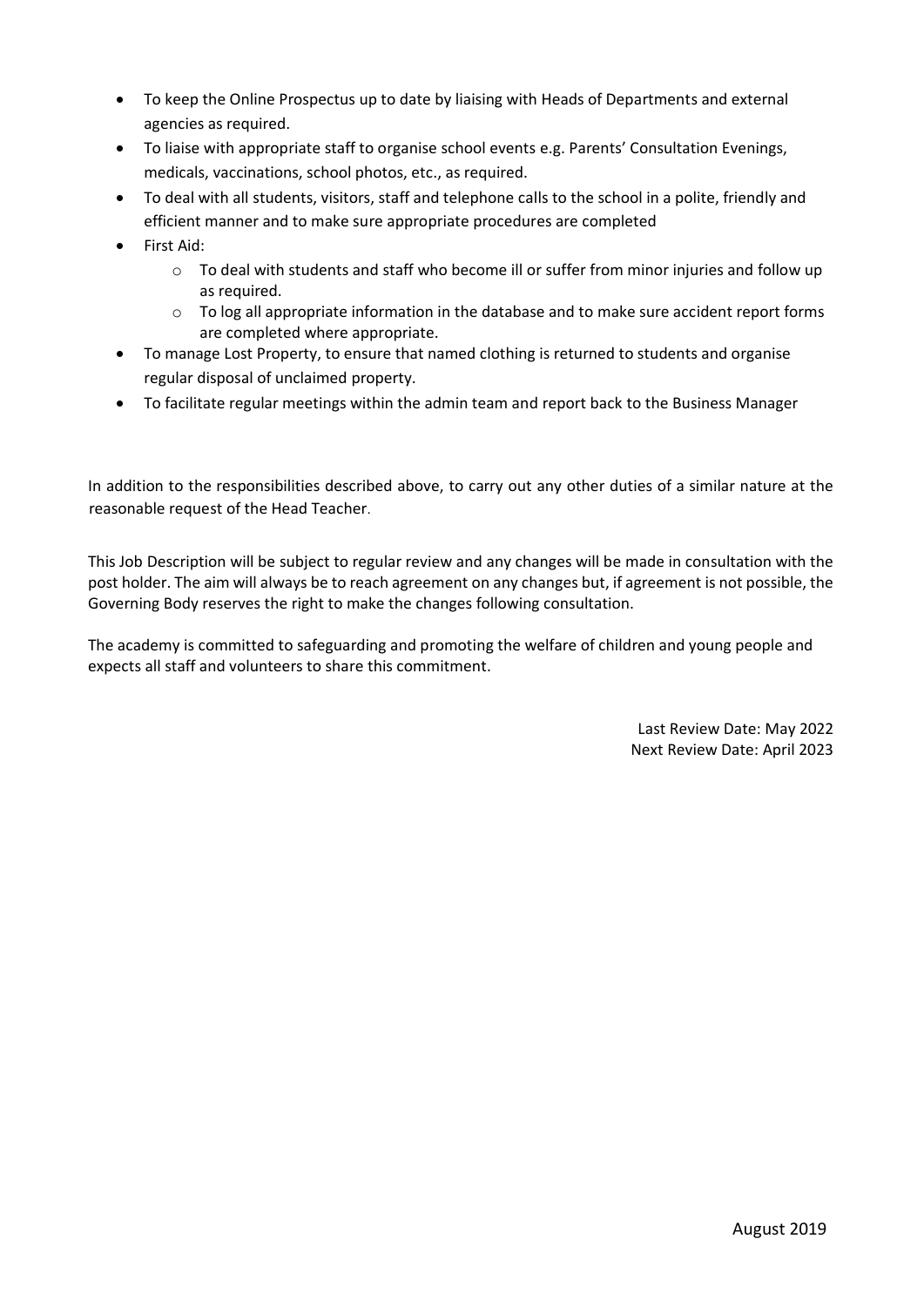- To keep the Online Prospectus up to date by liaising with Heads of Departments and external agencies as required.
- To liaise with appropriate staff to organise school events e.g. Parents' Consultation Evenings, medicals, vaccinations, school photos, etc., as required.
- To deal with all students, visitors, staff and telephone calls to the school in a polite, friendly and efficient manner and to make sure appropriate procedures are completed
- First Aid:
  - To deal with students and staff who become ill or suffer from minor injuries and follow up as required.
  - To log all appropriate information in the database and to make sure accident report forms are completed where appropriate.
- To manage Lost Property, to ensure that named clothing is returned to students and organise regular disposal of unclaimed property.
- To facilitate regular meetings within the admin team and report back to the Business Manager

In addition to the responsibilities described above, to carry out any other duties of a similar nature at the reasonable request of the Head Teacher.

This Job Description will be subject to regular review and any changes will be made in consultation with the post holder. The aim will always be to reach agreement on any changes but, if agreement is not possible, the Governing Body reserves the right to make the changes following consultation.

The academy is committed to safeguarding and promoting the welfare of children and young people and expects all staff and volunteers to share this commitment.

Last Review Date: May 2022
Next Review Date: April 2023

August 2019